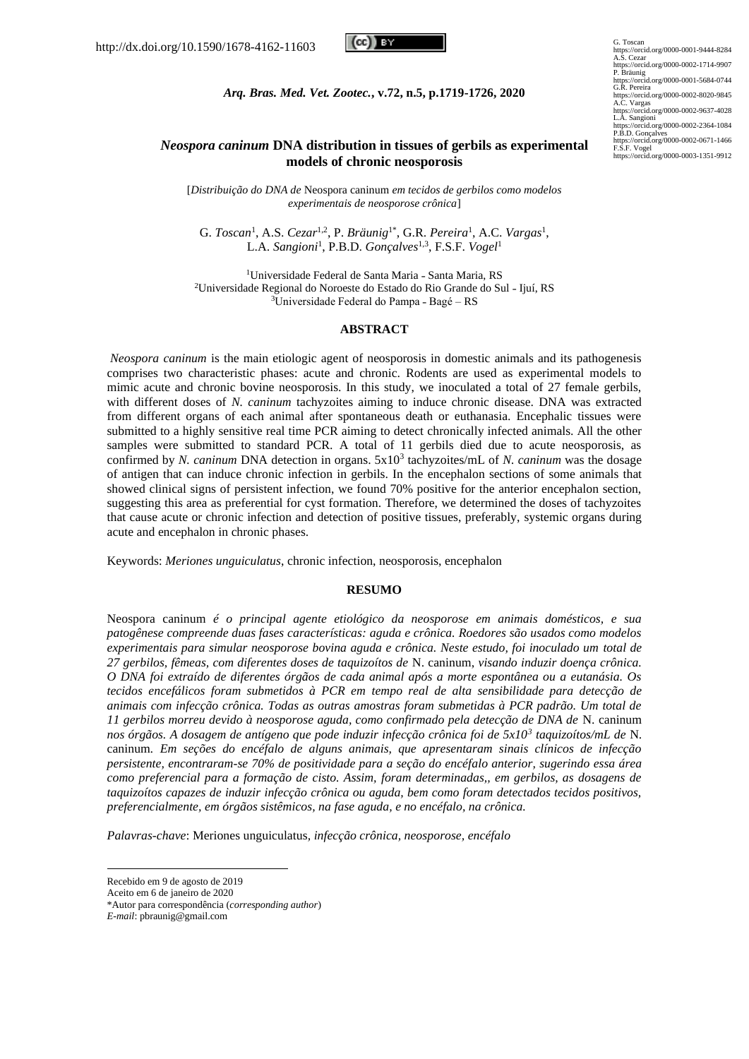http://dx.doi.org/10.1590/1678-4162-11603

G. Toscan
https://orcid.org/0000-0001-9444-8284
A.S. Cezar
https://orcid.org/0000-0002-1714-9907
P. Bräunig
https://orcid.org/0000-0001-5684-0744
G.R. Pereira
https://orcid.org/0000-0002-8020-9845
A.C. Vargas
https://orcid.org/0000-0002-9637-4028
L.A. Sangioni
https://orcid.org/0000-0002-2364-1084
P.B.D. Gonçalves
https://orcid.org/0000-0002-0671-1466
F.S.F. Vogel
https://orcid.org/0000-0003-1351-9912

*Arq. Bras. Med. Vet. Zootec.*, **v.72, n.5, p.1719-1726, 2020**

# *Neospora caninum* DNA distribution in tissues of gerbils as experimental models of chronic neosporosis

[*Distribuição do DNA de* Neospora caninum *em tecidos de gerbilos como modelos experimentais de neosporose crônica*]

G. *Toscan*[1], A.S. *Cezar*[1,2], P. *Bräunig*[1*], G.R. *Pereira*[1], A.C. *Vargas*[1], L.A. *Sangioni*[1], P.B.D. *Gonçalves*[1,3], F.S.F. *Vogel*[1]

[1]Universidade Federal de Santa Maria - Santa Maria, RS
[2]Universidade Regional do Noroeste do Estado do Rio Grande do Sul - Ijuí, RS
[3]Universidade Federal do Pampa - Bagé – RS

## ABSTRACT

*Neospora caninum* is the main etiologic agent of neosporosis in domestic animals and its pathogenesis comprises two characteristic phases: acute and chronic. Rodents are used as experimental models to mimic acute and chronic bovine neosporosis. In this study, we inoculated a total of 27 female gerbils, with different doses of *N. caninum* tachyzoites aiming to induce chronic disease. DNA was extracted from different organs of each animal after spontaneous death or euthanasia. Encephalic tissues were submitted to a highly sensitive real time PCR aiming to detect chronically infected animals. All the other samples were submitted to standard PCR. A total of 11 gerbils died due to acute neosporosis, as confirmed by *N. caninum* DNA detection in organs. $5x10^3$ tachyzoites/mL of *N. caninum* was the dosage of antigen that can induce chronic infection in gerbils. In the encephalon sections of some animals that showed clinical signs of persistent infection, we found 70% positive for the anterior encephalon section, suggesting this area as preferential for cyst formation. Therefore, we determined the doses of tachyzoites that cause acute or chronic infection and detection of positive tissues, preferably, systemic organs during acute and encephalon in chronic phases.

Keywords: *Meriones unguiculatus*, chronic infection, neosporosis, encephalon

## RESUMO

Neospora caninum *é o principal agente etiológico da neosporose em animais domésticos, e sua patogênese compreende duas fases características: aguda e crônica. Roedores são usados como modelos experimentais para simular neosporose bovina aguda e crônica. Neste estudo, foi inoculado um total de 27 gerbilos, fêmeas, com diferentes doses de taquizoítos de* N. caninum, *visando induzir doença crônica. O DNA foi extraído de diferentes órgãos de cada animal após a morte espontânea ou a eutanásia. Os tecidos encefálicos foram submetidos à PCR em tempo real de alta sensibilidade para detecção de animais com infecção crônica. Todas as outras amostras foram submetidas à PCR padrão. Um total de 11 gerbilos morreu devido à neosporose aguda, como confirmado pela detecção de DNA de* N. caninum *nos órgãos. A dosagem de antígeno que pode induzir infecção crônica foi de* $5x10^3$ *taquizoítos/mL de* N. caninum. *Em seções do encéfalo de alguns animais, que apresentaram sinais clínicos de infecção persistente, encontraram-se 70% de positividade para a seção do encéfalo anterior, sugerindo essa área como preferencial para a formação de cisto. Assim, foram determinadas,, em gerbilos, as dosagens de taquizoítos capazes de induzir infecção crônica ou aguda, bem como foram detectados tecidos positivos, preferencialmente, em órgãos sistêmicos, na fase aguda, e no encéfalo, na crônica.*

*Palavras-chave*: Meriones unguiculatus, *infecção crônica, neosporose, encéfalo*

---

Recebido em 9 de agosto de 2019
Aceito em 6 de janeiro de 2020
*Autor para correspondência (*corresponding author*)
*E-mail*: pbraunig@gmail.com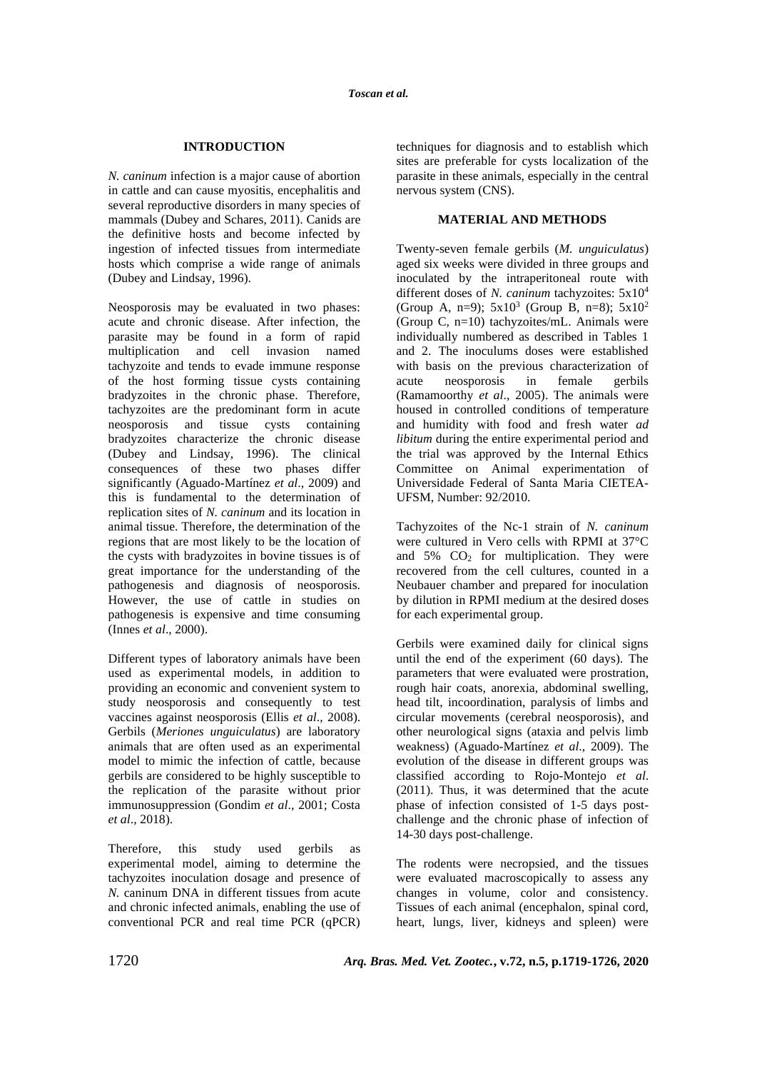## INTRODUCTION

*N. caninum* infection is a major cause of abortion in cattle and can cause myositis, encephalitis and several reproductive disorders in many species of mammals (Dubey and Schares, 2011). Canids are the definitive hosts and become infected by ingestion of infected tissues from intermediate hosts which comprise a wide range of animals (Dubey and Lindsay, 1996).

Neosporosis may be evaluated in two phases: acute and chronic disease. After infection, the parasite may be found in a form of rapid multiplication and cell invasion named tachyzoite and tends to evade immune response of the host forming tissue cysts containing bradyzoites in the chronic phase. Therefore, tachyzoites are the predominant form in acute neosporosis and tissue cysts containing bradyzoites characterize the chronic disease (Dubey and Lindsay, 1996). The clinical consequences of these two phases differ significantly (Aguado-Martínez *et al*., 2009) and this is fundamental to the determination of replication sites of *N. caninum* and its location in animal tissue. Therefore, the determination of the regions that are most likely to be the location of the cysts with bradyzoites in bovine tissues is of great importance for the understanding of the pathogenesis and diagnosis of neosporosis. However, the use of cattle in studies on pathogenesis is expensive and time consuming (Innes *et al*., 2000).

Different types of laboratory animals have been used as experimental models, in addition to providing an economic and convenient system to study neosporosis and consequently to test vaccines against neosporosis (Ellis *et al*., 2008). Gerbils (*Meriones unguiculatus*) are laboratory animals that are often used as an experimental model to mimic the infection of cattle, because gerbils are considered to be highly susceptible to the replication of the parasite without prior immunosuppression (Gondim *et al*., 2001; Costa *et al*., 2018).

Therefore, this study used gerbils as experimental model, aiming to determine the tachyzoites inoculation dosage and presence of *N.* caninum DNA in different tissues from acute and chronic infected animals, enabling the use of conventional PCR and real time PCR (qPCR) techniques for diagnosis and to establish which sites are preferable for cysts localization of the parasite in these animals, especially in the central nervous system (CNS).

## MATERIAL AND METHODS

Twenty-seven female gerbils (*M. unguiculatus*) aged six weeks were divided in three groups and inoculated by the intraperitoneal route with different doses of *N. caninum* tachyzoites: $5x10^4$ (Group A, n=9); $5x10^3$ (Group B, n=8); $5x10^2$ (Group C, n=10) tachyzoites/mL. Animals were individually numbered as described in Tables 1 and 2. The inoculums doses were established with basis on the previous characterization of acute neosporosis in female gerbils (Ramamoorthy *et al*., 2005). The animals were housed in controlled conditions of temperature and humidity with food and fresh water *ad libitum* during the entire experimental period and the trial was approved by the Internal Ethics Committee on Animal experimentation of Universidade Federal of Santa Maria CIETEA-UFSM, Number: 92/2010.

Tachyzoites of the Nc-1 strain of *N. caninum* were cultured in Vero cells with RPMI at 37°C and 5% $CO_2$ for multiplication. They were recovered from the cell cultures, counted in a Neubauer chamber and prepared for inoculation by dilution in RPMI medium at the desired doses for each experimental group.

Gerbils were examined daily for clinical signs until the end of the experiment (60 days). The parameters that were evaluated were prostration, rough hair coats, anorexia, abdominal swelling, head tilt, incoordination, paralysis of limbs and circular movements (cerebral neosporosis), and other neurological signs (ataxia and pelvis limb weakness) (Aguado-Martínez *et al*., 2009). The evolution of the disease in different groups was classified according to Rojo-Montejo *et al*. (2011). Thus, it was determined that the acute phase of infection consisted of 1-5 days post-challenge and the chronic phase of infection of 14-30 days post-challenge.

The rodents were necropsied, and the tissues were evaluated macroscopically to assess any changes in volume, color and consistency. Tissues of each animal (encephalon, spinal cord, heart, lungs, liver, kidneys and spleen) were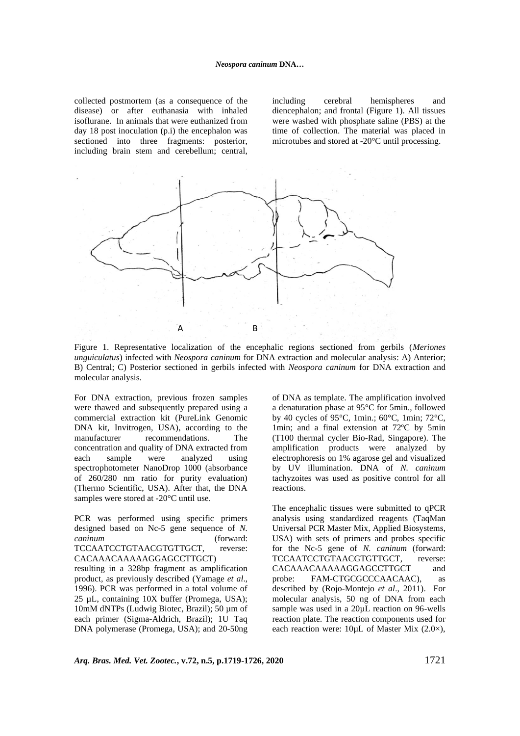collected postmortem (as a consequence of the disease) or after euthanasia with inhaled isoflurane. In animals that were euthanized from day 18 post inoculation (p.i) the encephalon was sectioned into three fragments: posterior, including brain stem and cerebellum; central, including cerebral hemispheres and diencephalon; and frontal (Figure 1). All tissues were washed with phosphate saline (PBS) at the time of collection. The material was placed in microtubes and stored at -20°C until processing.

Figure 1. Representative localization of the encephalic regions sectioned from gerbils (*Meriones unguiculatus*) infected with *Neospora caninum* for DNA extraction and molecular analysis: A) Anterior; B) Central; C) Posterior sectioned in gerbils infected with *Neospora caninum* for DNA extraction and molecular analysis.

For DNA extraction, previous frozen samples were thawed and subsequently prepared using a commercial extraction kit (PureLink Genomic DNA kit, Invitrogen, USA), according to the manufacturer recommendations. The concentration and quality of DNA extracted from each sample were analyzed using spectrophotometer NanoDrop 1000 (absorbance of 260/280 nm ratio for purity evaluation) (Thermo Scientific, USA). After that, the DNA samples were stored at -20°C until use.

PCR was performed using specific primers designed based on Nc-5 gene sequence of *N. caninum* (forward: TCCAATCCTGTAACGTGTTGCT, reverse: CACAAACAAAAAGGAGCCTTGCT) resulting in a 328bp fragment as amplification product, as previously described (Yamage *et al*., 1996). PCR was performed in a total volume of 25 µL, containing 10X buffer (Promega, USA); 10mM dNTPs (Ludwig Biotec, Brazil); 50 µm of each primer (Sigma-Aldrich, Brazil); 1U Taq DNA polymerase (Promega, USA); and 20-50ng of DNA as template. The amplification involved a denaturation phase at 95°C for 5min., followed by 40 cycles of 95°C, 1min.; 60°C, 1min; 72°C, 1min; and a final extension at 72ºC by 5min (T100 thermal cycler Bio-Rad, Singapore). The amplification products were analyzed by electrophoresis on 1% agarose gel and visualized by UV illumination. DNA of *N. caninum* tachyzoites was used as positive control for all reactions.

The encephalic tissues were submitted to qPCR analysis using standardized reagents (TaqMan Universal PCR Master Mix, Applied Biosystems, USA) with sets of primers and probes specific for the Nc-5 gene of *N. caninum* (forward: TCCAATCCTGTAACGTGTTGCT, reverse: CACAAACAAAAAGGAGCCTTGCT and probe: FAM-CTGCGCCCAACAAC), as described by (Rojo-Montejo *et al*., 2011). For molecular analysis, 50 ng of DNA from each sample was used in a 20µL reaction on 96-wells reaction plate. The reaction components used for each reaction were: 10µL of Master Mix (2.0×),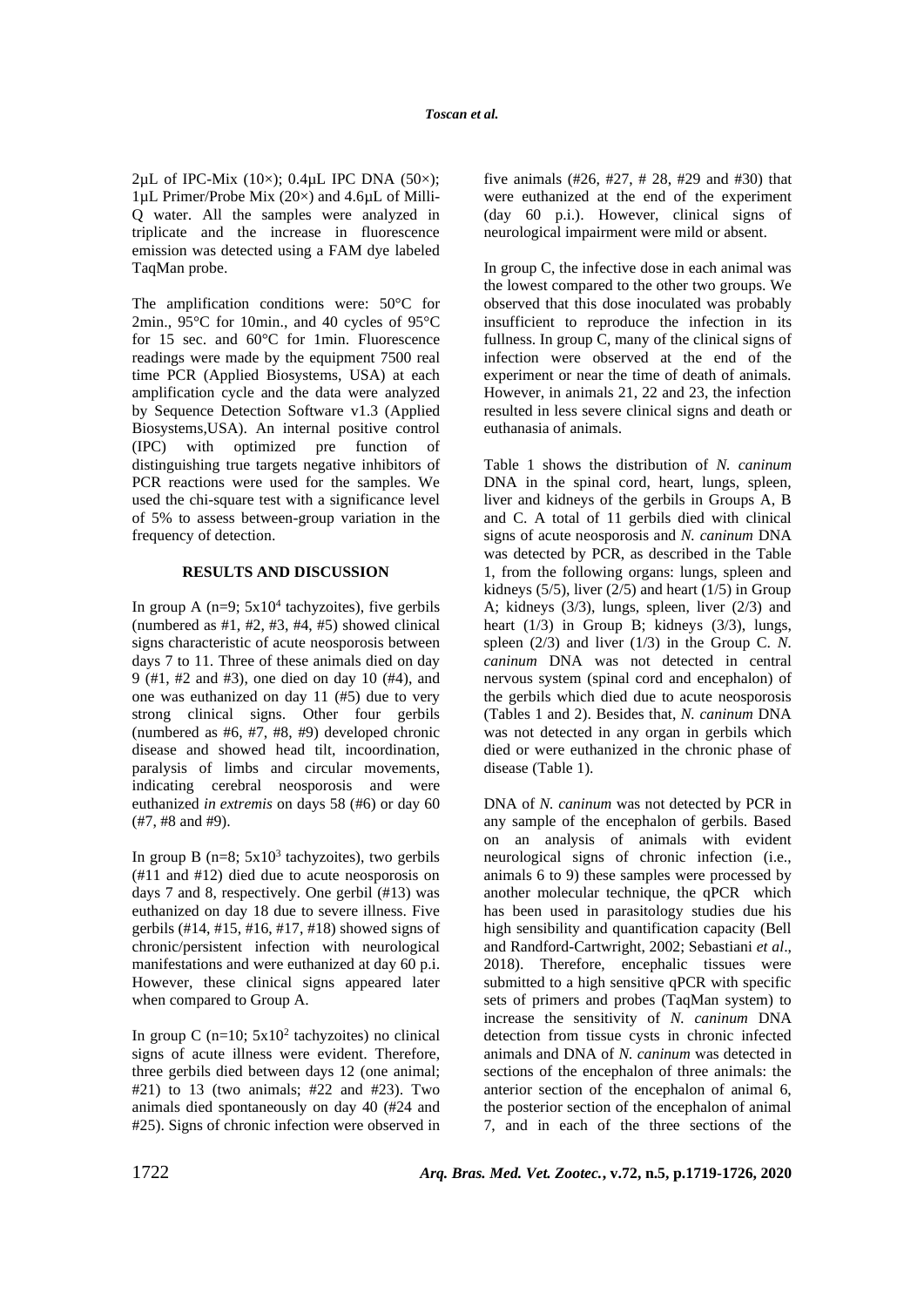2µL of IPC-Mix (10×); 0.4µL IPC DNA (50×); 1µL Primer/Probe Mix (20×) and 4.6µL of Milli-Q water. All the samples were analyzed in triplicate and the increase in fluorescence emission was detected using a FAM dye labeled TaqMan probe.

The amplification conditions were: 50°C for 2min., 95°C for 10min., and 40 cycles of 95°C for 15 sec. and 60°C for 1min. Fluorescence readings were made by the equipment 7500 real time PCR (Applied Biosystems, USA) at each amplification cycle and the data were analyzed by Sequence Detection Software v1.3 (Applied Biosystems,USA). An internal positive control (IPC) with optimized pre function of distinguishing true targets negative inhibitors of PCR reactions were used for the samples. We used the chi-square test with a significance level of 5% to assess between-group variation in the frequency of detection.

## RESULTS AND DISCUSSION

In group A (n=9; $5x10^4$ tachyzoites), five gerbils (numbered as #1, #2, #3, #4, #5) showed clinical signs characteristic of acute neosporosis between days 7 to 11. Three of these animals died on day 9 (#1, #2 and #3), one died on day 10 (#4), and one was euthanized on day 11 (#5) due to very strong clinical signs. Other four gerbils (numbered as #6, #7, #8, #9) developed chronic disease and showed head tilt, incoordination, paralysis of limbs and circular movements, indicating cerebral neosporosis and were euthanized *in extremis* on days 58 (#6) or day 60 (#7, #8 and #9).

In group B (n=8; $5x10^3$ tachyzoites), two gerbils (#11 and #12) died due to acute neosporosis on days 7 and 8, respectively. One gerbil (#13) was euthanized on day 18 due to severe illness. Five gerbils (#14, #15, #16, #17, #18) showed signs of chronic/persistent infection with neurological manifestations and were euthanized at day 60 p.i. However, these clinical signs appeared later when compared to Group A.

In group C (n=10; $5x10^2$ tachyzoites) no clinical signs of acute illness were evident. Therefore, three gerbils died between days 12 (one animal; #21) to 13 (two animals; #22 and #23). Two animals died spontaneously on day 40 (#24 and #25). Signs of chronic infection were observed in five animals (#26, #27, # 28, #29 and #30) that were euthanized at the end of the experiment (day 60 p.i.). However, clinical signs of neurological impairment were mild or absent.

In group C, the infective dose in each animal was the lowest compared to the other two groups. We observed that this dose inoculated was probably insufficient to reproduce the infection in its fullness. In group C, many of the clinical signs of infection were observed at the end of the experiment or near the time of death of animals. However, in animals 21, 22 and 23, the infection resulted in less severe clinical signs and death or euthanasia of animals.

Table 1 shows the distribution of *N. caninum* DNA in the spinal cord, heart, lungs, spleen, liver and kidneys of the gerbils in Groups A, B and C. A total of 11 gerbils died with clinical signs of acute neosporosis and *N. caninum* DNA was detected by PCR, as described in the Table 1, from the following organs: lungs, spleen and kidneys (5/5), liver (2/5) and heart (1/5) in Group A; kidneys (3/3), lungs, spleen, liver (2/3) and heart (1/3) in Group B; kidneys (3/3), lungs, spleen (2/3) and liver (1/3) in the Group C. *N. caninum* DNA was not detected in central nervous system (spinal cord and encephalon) of the gerbils which died due to acute neosporosis (Tables 1 and 2). Besides that, *N. caninum* DNA was not detected in any organ in gerbils which died or were euthanized in the chronic phase of disease (Table 1).

DNA of *N. caninum* was not detected by PCR in any sample of the encephalon of gerbils. Based on an analysis of animals with evident neurological signs of chronic infection (i.e., animals 6 to 9) these samples were processed by another molecular technique, the qPCR which has been used in parasitology studies due his high sensibility and quantification capacity (Bell and Randford-Cartwright, 2002; Sebastiani *et al*., 2018). Therefore, encephalic tissues were submitted to a high sensitive qPCR with specific sets of primers and probes (TaqMan system) to increase the sensitivity of *N. caninum* DNA detection from tissue cysts in chronic infected animals and DNA of *N. caninum* was detected in sections of the encephalon of three animals: the anterior section of the encephalon of animal 6, the posterior section of the encephalon of animal 7, and in each of the three sections of the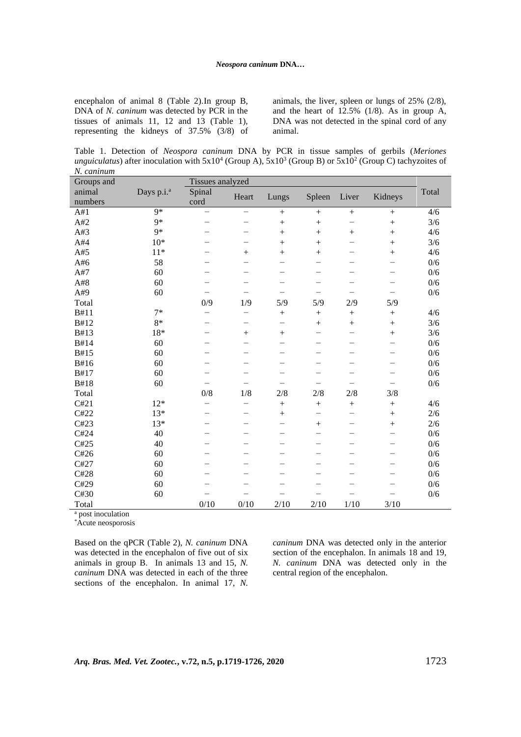encephalon of animal 8 (Table 2).In group B, DNA of *N. caninum* was detected by PCR in the tissues of animals 11, 12 and 13 (Table 1), representing the kidneys of 37.5% (3/8) of animals, the liver, spleen or lungs of 25% (2/8), and the heart of 12.5% (1/8). As in group A, DNA was not detected in the spinal cord of any animal.

Table 1. Detection of *Neospora caninum* DNA by PCR in tissue samples of gerbils (*Meriones unguiculatus*) after inoculation with $5x10^4$ (Group A), $5x10^3$ (Group B) or $5x10^2$ (Group C) tachyzoites of *N. caninum*

| Groups and animal numbers | Days p.i.[a] | Tissues analyzed | | | | | | Total |
|---|---|---|---|---|---|---|---|---|
| | | Spinal cord | Heart | Lungs | Spleen | Liver | Kidneys | |
| A#1 | 9* | − | − | + | + | + | + | 4/6 |
| A#2 | 9* | − | − | + | + | − | + | 3/6 |
| A#3 | 9* | − | − | + | + | + | + | 4/6 |
| A#4 | 10* | − | − | + | + | − | + | 3/6 |
| A#5 | 11* | − | + | + | + | − | + | 4/6 |
| A#6 | 58 | − | − | − | − | − | − | 0/6 |
| A#7 | 60 | − | − | − | − | − | − | 0/6 |
| A#8 | 60 | − | − | − | − | − | − | 0/6 |
| A#9 | 60 | − | − | − | − | − | − | 0/6 |
| Total | | 0/9 | 1/9 | 5/9 | 5/9 | 2/9 | 5/9 | |
| B#11 | 7* | − | − | + | + | + | + | 4/6 |
| B#12 | 8* | − | − | − | + | + | + | 3/6 |
| B#13 | 18* | − | + | + | − | − | + | 3/6 |
| B#14 | 60 | − | − | − | − | − | − | 0/6 |
| B#15 | 60 | − | − | − | − | − | − | 0/6 |
| B#16 | 60 | − | − | − | − | − | − | 0/6 |
| B#17 | 60 | − | − | − | − | − | − | 0/6 |
| B#18 | 60 | − | − | − | − | − | − | 0/6 |
| Total | | 0/8 | 1/8 | 2/8 | 2/8 | 2/8 | 3/8 | |
| C#21 | 12* | − | − | + | + | + | + | 4/6 |
| C#22 | 13* | − | − | + | − | − | + | 2/6 |
| C#23 | 13* | − | − | − | + | − | + | 2/6 |
| C#24 | 40 | − | − | − | − | − | − | 0/6 |
| C#25 | 40 | − | − | − | − | − | − | 0/6 |
| C#26 | 60 | − | − | − | − | − | − | 0/6 |
| C#27 | 60 | − | − | − | − | − | − | 0/6 |
| C#28 | 60 | − | − | − | − | − | − | 0/6 |
| C#29 | 60 | − | − | − | − | − | − | 0/6 |
| C#30 | 60 | − | − | − | − | − | − | 0/6 |
| Total | | 0/10 | 0/10 | 2/10 | 2/10 | 1/10 | 3/10 | |

[a] post inoculation
*Acute neosporosis

Based on the qPCR (Table 2), *N. caninum* DNA was detected in the encephalon of five out of six animals in group B. In animals 13 and 15, *N. caninum* DNA was detected in each of the three sections of the encephalon. In animal 17, *N. caninum* DNA was detected only in the anterior section of the encephalon. In animals 18 and 19, *N. caninum* DNA was detected only in the central region of the encephalon.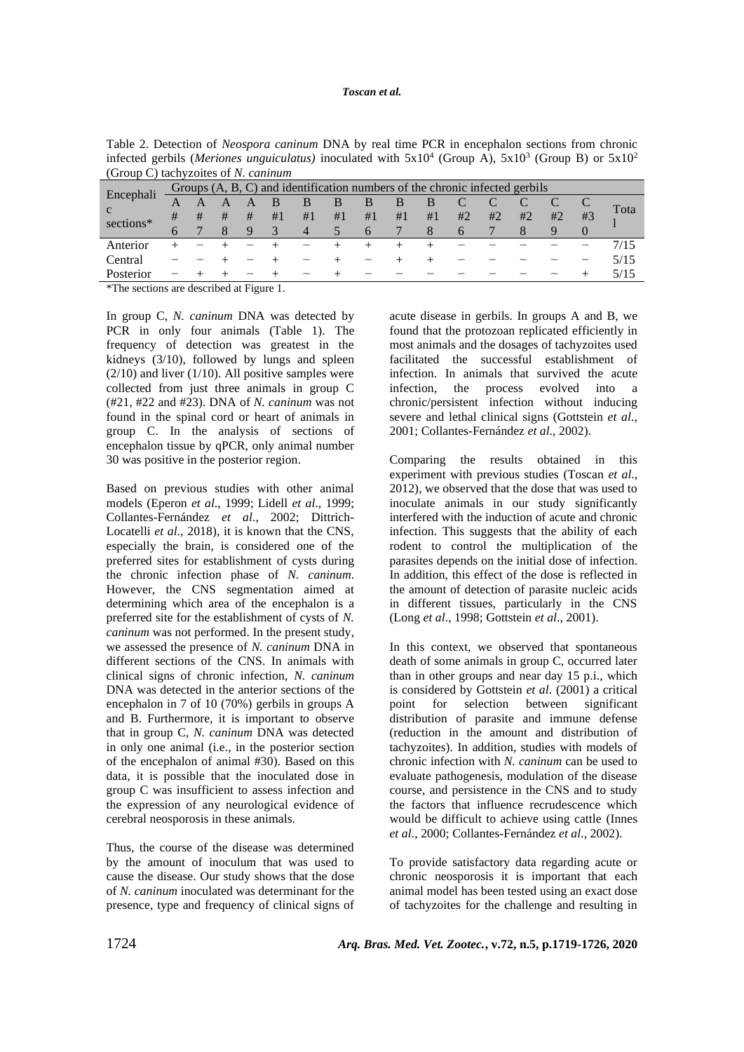Table 2. Detection of *Neospora caninum* DNA by real time PCR in encephalon sections from chronic infected gerbils (*Meriones unguiculatus)* inoculated with $5x10^4$ (Group A), $5x10^3$ (Group B) or $5x10^2$ (Group C) tachyzoites of *N. caninum*

| Encephalic sections* | Groups (A, B, C) and identification numbers of the chronic infected gerbils | | | | | | | | | | | | | | | Total |
|---|---|---|---|---|---|---|---|---|---|---|---|---|---|---|---|---|
| | A #6 | A #7 | A #8 | A #9 | B #13 | B #14 | B #15 | B #16 | B #17 | B #18 | C #26 | C #27 | C #28 | C #29 | C #30 | |
| Anterior | + | − | + | − | + | − | + | + | + | + | − | − | − | − | − | 7/15 |
| Central | − | − | + | − | + | − | + | − | + | + | − | − | − | − | − | 5/15 |
| Posterior | − | + | + | − | + | − | + | − | − | − | − | − | − | − | + | 5/15 |

*The sections are described at Figure 1.

In group C, *N. caninum* DNA was detected by PCR in only four animals (Table 1). The frequency of detection was greatest in the kidneys (3/10), followed by lungs and spleen (2/10) and liver (1/10). All positive samples were collected from just three animals in group C (#21, #22 and #23). DNA of *N. caninum* was not found in the spinal cord or heart of animals in group C. In the analysis of sections of encephalon tissue by qPCR, only animal number 30 was positive in the posterior region.

Based on previous studies with other animal models (Eperon *et al*., 1999; Lidell *et al*., 1999; Collantes-Fernández *et al*., 2002; Dittrich-Locatelli *et al*., 2018), it is known that the CNS, especially the brain, is considered one of the preferred sites for establishment of cysts during the chronic infection phase of *N. caninum*. However, the CNS segmentation aimed at determining which area of the encephalon is a preferred site for the establishment of cysts of *N. caninum* was not performed. In the present study, we assessed the presence of *N. caninum* DNA in different sections of the CNS. In animals with clinical signs of chronic infection, *N. caninum* DNA was detected in the anterior sections of the encephalon in 7 of 10 (70%) gerbils in groups A and B. Furthermore, it is important to observe that in group C, *N. caninum* DNA was detected in only one animal (i.e., in the posterior section of the encephalon of animal #30). Based on this data, it is possible that the inoculated dose in group C was insufficient to assess infection and the expression of any neurological evidence of cerebral neosporosis in these animals.

Thus, the course of the disease was determined by the amount of inoculum that was used to cause the disease. Our study shows that the dose of *N. caninum* inoculated was determinant for the presence, type and frequency of clinical signs of acute disease in gerbils. In groups A and B, we found that the protozoan replicated efficiently in most animals and the dosages of tachyzoites used facilitated the successful establishment of infection. In animals that survived the acute infection, the process evolved into a chronic/persistent infection without inducing severe and lethal clinical signs (Gottstein *et al*., 2001; Collantes-Fernández *et al*., 2002).

Comparing the results obtained in this experiment with previous studies (Toscan *et al*., 2012), we observed that the dose that was used to inoculate animals in our study significantly interfered with the induction of acute and chronic infection. This suggests that the ability of each rodent to control the multiplication of the parasites depends on the initial dose of infection. In addition, this effect of the dose is reflected in the amount of detection of parasite nucleic acids in different tissues, particularly in the CNS (Long *et al*., 1998; Gottstein *et al*., 2001).

In this context, we observed that spontaneous death of some animals in group C, occurred later than in other groups and near day 15 p.i., which is considered by Gottstein *et al*. (2001) a critical point for selection between significant distribution of parasite and immune defense (reduction in the amount and distribution of tachyzoites). In addition, studies with models of chronic infection with *N. caninum* can be used to evaluate pathogenesis, modulation of the disease course, and persistence in the CNS and to study the factors that influence recrudescence which would be difficult to achieve using cattle (Innes *et al*., 2000; Collantes-Fernández *et al*., 2002).

To provide satisfactory data regarding acute or chronic neosporosis it is important that each animal model has been tested using an exact dose of tachyzoites for the challenge and resulting in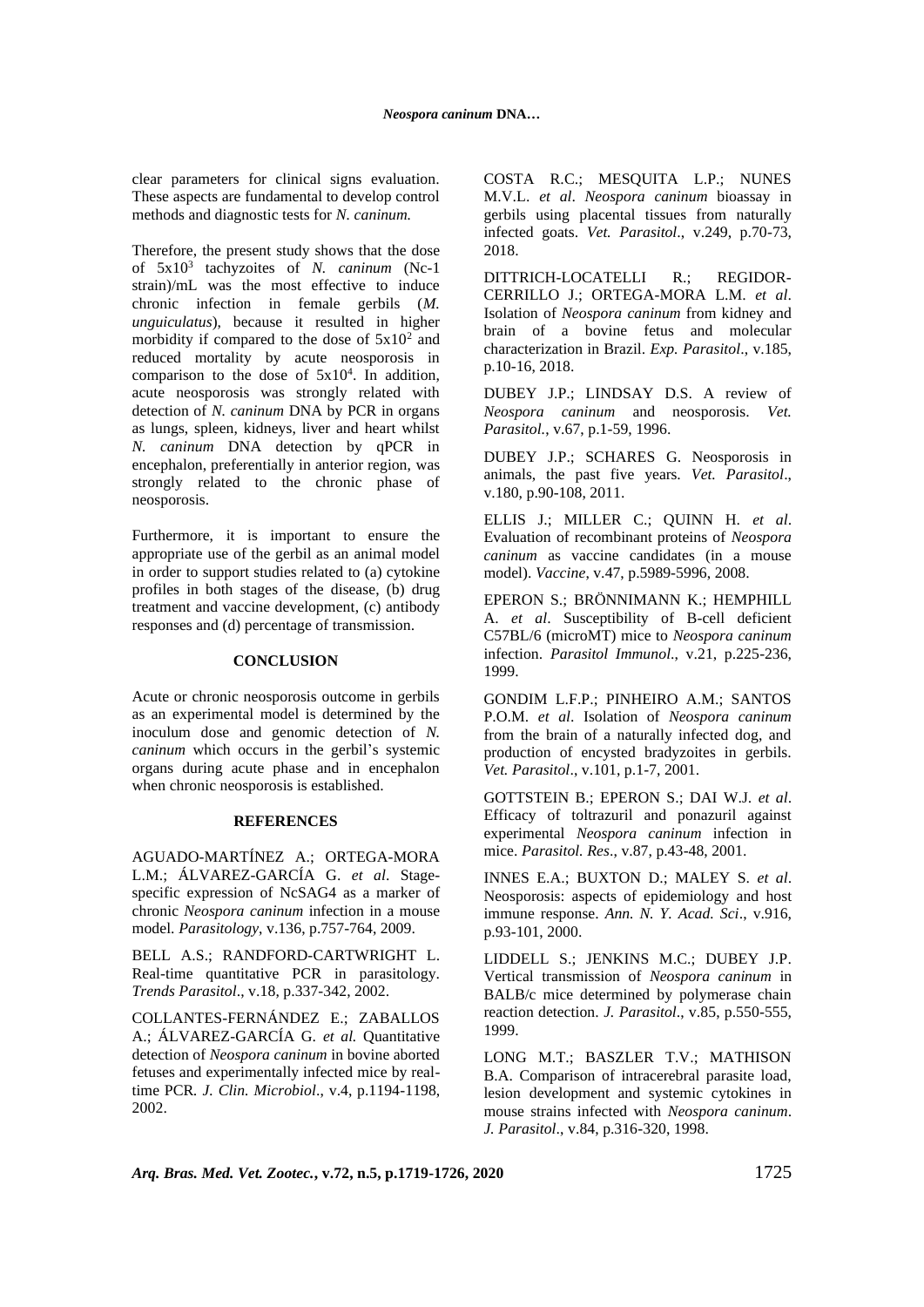clear parameters for clinical signs evaluation. These aspects are fundamental to develop control methods and diagnostic tests for *N. caninum.*

Therefore, the present study shows that the dose of $5x10^3$ tachyzoites of *N. caninum* (Nc-1 strain)/mL was the most effective to induce chronic infection in female gerbils (*M. unguiculatus*), because it resulted in higher morbidity if compared to the dose of $5x10^2$ and reduced mortality by acute neosporosis in comparison to the dose of $5x10^4$. In addition, acute neosporosis was strongly related with detection of *N. caninum* DNA by PCR in organs as lungs, spleen, kidneys, liver and heart whilst *N. caninum* DNA detection by qPCR in encephalon, preferentially in anterior region, was strongly related to the chronic phase of neosporosis.

Furthermore, it is important to ensure the appropriate use of the gerbil as an animal model in order to support studies related to (a) cytokine profiles in both stages of the disease, (b) drug treatment and vaccine development, (c) antibody responses and (d) percentage of transmission.

## CONCLUSION

Acute or chronic neosporosis outcome in gerbils as an experimental model is determined by the inoculum dose and genomic detection of *N. caninum* which occurs in the gerbil's systemic organs during acute phase and in encephalon when chronic neosporosis is established.

## REFERENCES

AGUADO-MARTÍNEZ A.; ORTEGA-MORA L.M.; ÁLVAREZ-GARCÍA G. *et al*. Stage-specific expression of NcSAG4 as a marker of chronic *Neospora caninum* infection in a mouse model. *Parasitology*, v.136, p.757-764, 2009.

BELL A.S.; RANDFORD-CARTWRIGHT L. Real-time quantitative PCR in parasitology. *Trends Parasitol*., v.18, p.337-342, 2002.

COLLANTES-FERNÁNDEZ E.; ZABALLOS A.; ÁLVAREZ-GARCÍA G. *et al.* Quantitative detection of *Neospora caninum* in bovine aborted fetuses and experimentally infected mice by real-time PCR. *J. Clin. Microbiol*., v.4, p.1194-1198, 2002.

COSTA R.C.; MESQUITA L.P.; NUNES M.V.L. *et al*. *Neospora caninum* bioassay in gerbils using placental tissues from naturally infected goats. *Vet. Parasitol*., v.249, p.70-73, 2018.

DITTRICH-LOCATELLI R.; REGIDOR-CERRILLO J.; ORTEGA-MORA L.M. *et al*. Isolation of *Neospora caninum* from kidney and brain of a bovine fetus and molecular characterization in Brazil. *Exp. Parasitol*., v.185, p.10-16, 2018.

DUBEY J.P.; LINDSAY D.S. A review of *Neospora caninum* and neosporosis. *Vet. Parasitol.*, v.67, p.1-59, 1996.

DUBEY J.P.; SCHARES G. Neosporosis in animals, the past five years. *Vet. Parasitol*., v.180, p.90-108, 2011.

ELLIS J.; MILLER C.; QUINN H. *et al*. Evaluation of recombinant proteins of *Neospora caninum* as vaccine candidates (in a mouse model). *Vaccine*, v.47, p.5989-5996, 2008.

EPERON S.; BRÖNNIMANN K.; HEMPHILL A. *et al*. Susceptibility of B-cell deficient C57BL/6 (microMT) mice to *Neospora caninum* infection. *Parasitol Immunol*., v.21, p.225-236, 1999.

GONDIM L.F.P.; PINHEIRO A.M.; SANTOS P.O.M. *et al*. Isolation of *Neospora caninum* from the brain of a naturally infected dog, and production of encysted bradyzoites in gerbils. *Vet. Parasitol*., v.101, p.1-7, 2001.

GOTTSTEIN B.; EPERON S.; DAI W.J. *et al*. Efficacy of toltrazuril and ponazuril against experimental *Neospora caninum* infection in mice. *Parasitol. Res*., v.87, p.43-48, 2001.

INNES E.A.; BUXTON D.; MALEY S. *et al*. Neosporosis: aspects of epidemiology and host immune response. *Ann. N. Y. Acad. Sci*., v.916, p.93-101, 2000.

LIDDELL S.; JENKINS M.C.; DUBEY J.P. Vertical transmission of *Neospora caninum* in BALB/c mice determined by polymerase chain reaction detection. *J. Parasitol*., v.85, p.550-555, 1999.

LONG M.T.; BASZLER T.V.; MATHISON B.A. Comparison of intracerebral parasite load, lesion development and systemic cytokines in mouse strains infected with *Neospora caninum*. *J. Parasitol*., v.84, p.316-320, 1998.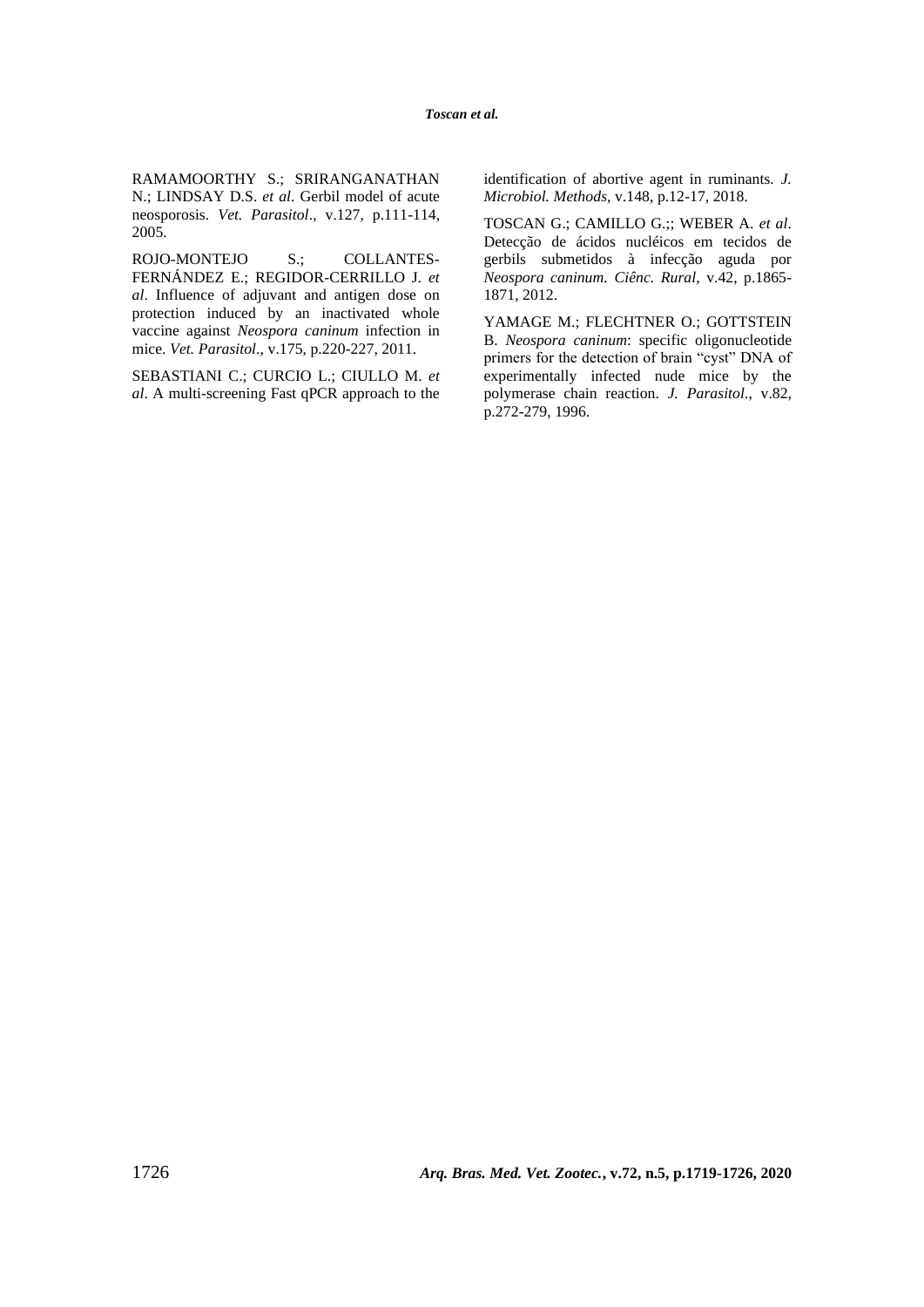RAMAMOORTHY S.; SRIRANGANATHAN N.; LINDSAY D.S. *et al*. Gerbil model of acute neosporosis. *Vet. Parasitol*., v.127, p.111-114, 2005.

ROJO-MONTEJO S.; COLLANTES-FERNÁNDEZ E.; REGIDOR-CERRILLO J. *et al*. Influence of adjuvant and antigen dose on protection induced by an inactivated whole vaccine against *Neospora caninum* infection in mice. *Vet. Parasitol*., v.175, p.220-227, 2011.

SEBASTIANI C.; CURCIO L.; CIULLO M. *et al*. A multi-screening Fast qPCR approach to the identification of abortive agent in ruminants. *J. Microbiol. Methods*, v.148, p.12-17, 2018.

TOSCAN G.; CAMILLO G.;; WEBER A. *et al*. Detecção de ácidos nucléicos em tecidos de gerbils submetidos à infecção aguda por *Neospora caninum. Ciênc. Rural*, v.42, p.1865-1871, 2012.

YAMAGE M.; FLECHTNER O.; GOTTSTEIN B. *Neospora caninum*: specific oligonucleotide primers for the detection of brain "cyst" DNA of experimentally infected nude mice by the polymerase chain reaction. *J. Parasitol*., v.82, p.272-279, 1996.